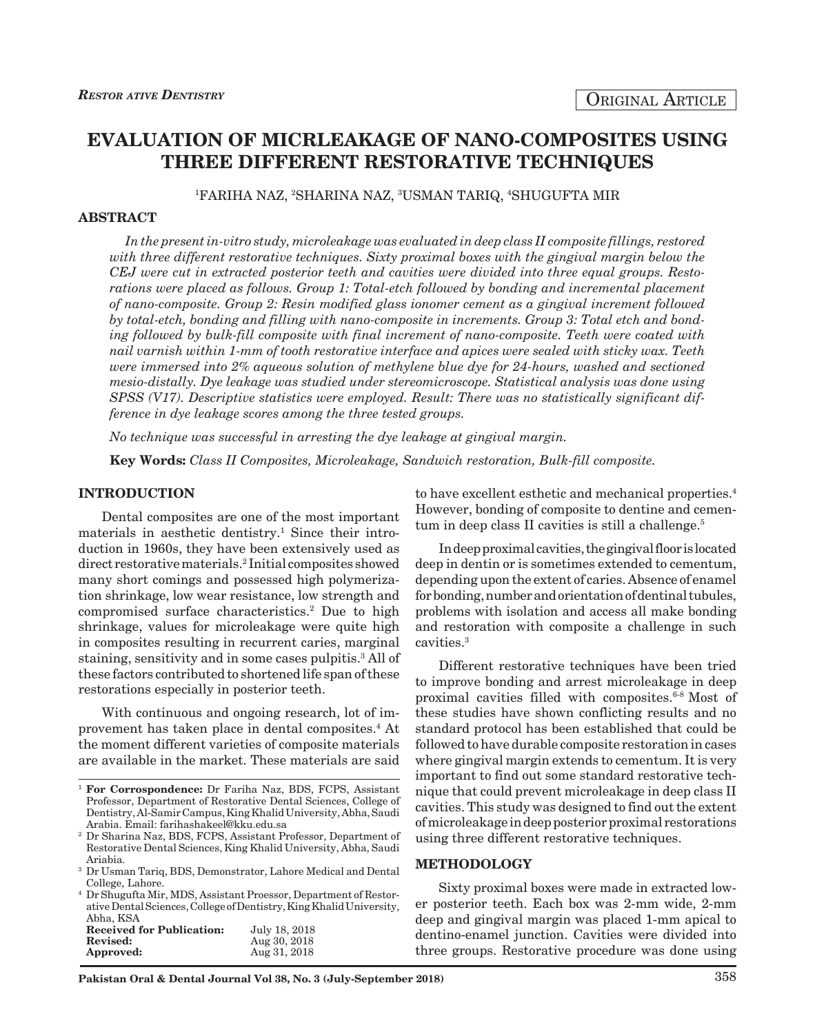RESTOR ATIVE DENTISTRY

ORIGINAL ARTICLE

# EVALUATION OF MICRLEAKAGE OF NANO-COMPOSITES USING THREE DIFFERENT RESTORATIVE TECHNIQUES

[1]FARIHA NAZ, [2]SHARINA NAZ, [3]USMAN TARIQ, [4]SHUGUFTA MIR

## ABSTRACT

*In the present in-vitro study, microleakage was evaluated in deep class II composite fillings, restored with three different restorative techniques. Sixty proximal boxes with the gingival margin below the CEJ were cut in extracted posterior teeth and cavities were divided into three equal groups. Restorations were placed as follows. Group 1: Total-etch followed by bonding and incremental placement of nano-composite. Group 2: Resin modified glass ionomer cement as a gingival increment followed by total-etch, bonding and filling with nano-composite in increments. Group 3: Total etch and bonding followed by bulk-fill composite with final increment of nano-composite. Teeth were coated with nail varnish within 1-mm of tooth restorative interface and apices were sealed with sticky wax. Teeth were immersed into 2% aqueous solution of methylene blue dye for 24-hours, washed and sectioned mesio-distally. Dye leakage was studied under stereomicroscope. Statistical analysis was done using SPSS (V17). Descriptive statistics were employed. Result: There was no statistically significant difference in dye leakage scores among the three tested groups.*

*No technique was successful in arresting the dye leakage at gingival margin.*

**Key Words:** *Class II Composites, Microleakage, Sandwich restoration, Bulk-fill composite.*

## INTRODUCTION

Dental composites are one of the most important materials in aesthetic dentistry.[1] Since their introduction in 1960s, they have been extensively used as direct restorative materials.[2] Initial composites showed many short comings and possessed high polymerization shrinkage, low wear resistance, low strength and compromised surface characteristics.[2] Due to high shrinkage, values for microleakage were quite high in composites resulting in recurrent caries, marginal staining, sensitivity and in some cases pulpitis.[3] All of these factors contributed to shortened life span of these restorations especially in posterior teeth.

With continuous and ongoing research, lot of improvement has taken place in dental composites.[4] At the moment different varieties of composite materials are available in the market. These materials are said to have excellent esthetic and mechanical properties.[4] However, bonding of composite to dentine and cementum in deep class II cavities is still a challenge.[5]

In deep proximal cavities, the gingival floor is located deep in dentin or is sometimes extended to cementum, depending upon the extent of caries. Absence of enamel for bonding, number and orientation of dentinal tubules, problems with isolation and access all make bonding and restoration with composite a challenge in such cavities.[3]

Different restorative techniques have been tried to improve bonding and arrest microleakage in deep proximal cavities filled with composites.[6-8] Most of these studies have shown conflicting results and no standard protocol has been established that could be followed to have durable composite restoration in cases where gingival margin extends to cementum. It is very important to find out some standard restorative technique that could prevent microleakage in deep class II cavities. This study was designed to find out the extent of microleakage in deep posterior proximal restorations using three different restorative techniques.

## METHODOLOGY

Sixty proximal boxes were made in extracted lower posterior teeth. Each box was 2-mm wide, 2-mm deep and gingival margin was placed 1-mm apical to dentino-enamel junction. Cavities were divided into three groups. Restorative procedure was done using

---

[1] **For Correspondence:** Dr Fariha Naz, BDS, FCPS, Assistant Professor, Department of Restorative Dental Sciences, College of Dentistry, Al-Samir Campus, King Khalid University, Abha, Saudi Arabia. Email: farihashakeel@kku.edu.sa

[2] Dr Sharina Naz, BDS, FCPS, Assistant Professor, Department of Restorative Dental Sciences, King Khalid University, Abha, Saudi Ariabia.

[3] Dr Usman Tariq, BDS, Demonstrator, Lahore Medical and Dental College, Lahore.

[4] Dr Shugufta Mir, MDS, Assistant Proessor, Department of Restorative Dental Sciences, College of Dentistry, King Khalid University, Abha, KSA

| | |
|---|---|
| **Received for Publication:** | July 18, 2018 |
| **Revised:** | Aug 30, 2018 |
| **Approved:** | Aug 31, 2018 |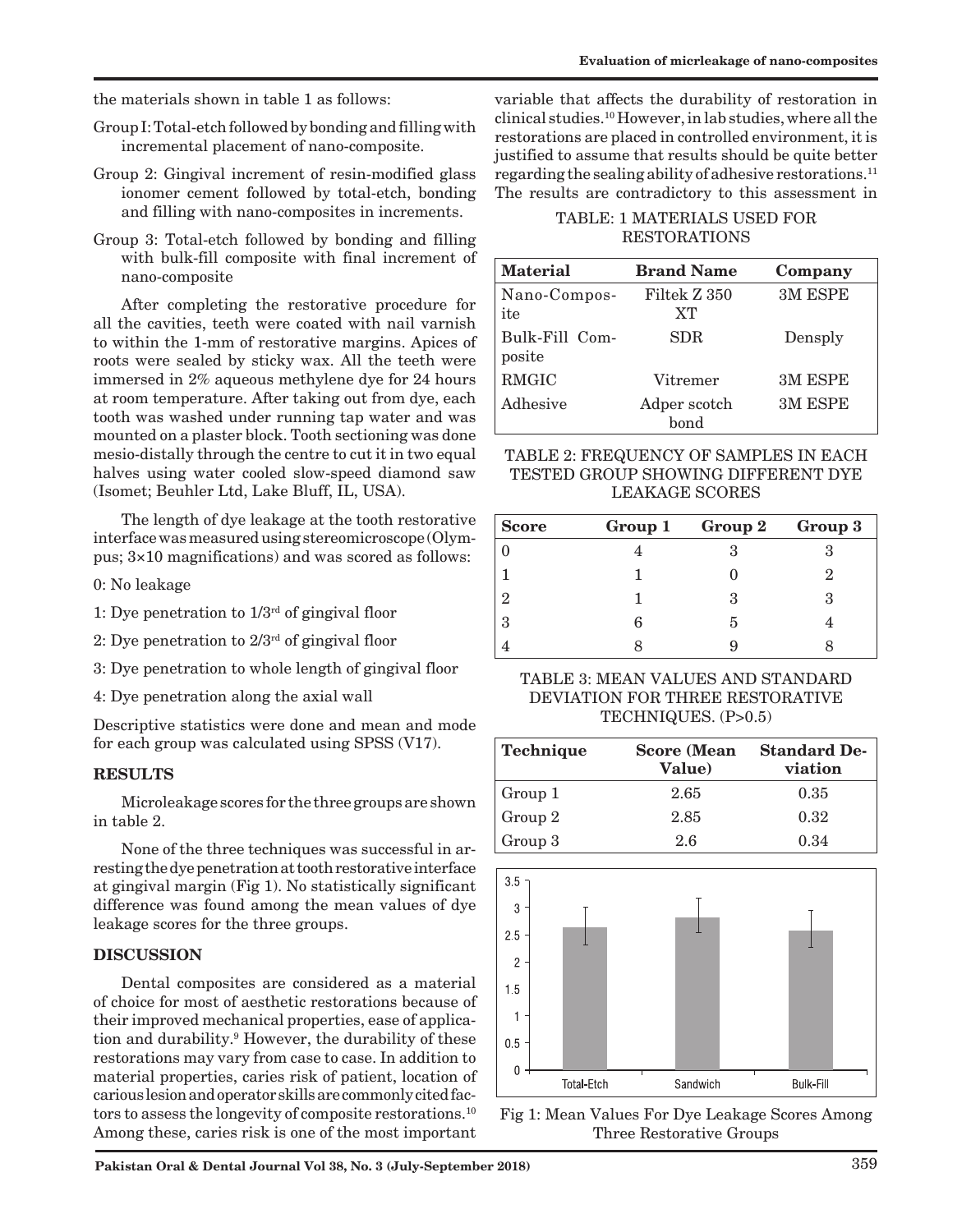the materials shown in table 1 as follows:

- Group I: Total-etch followed by bonding and filling with incremental placement of nano-composite.
- Group 2: Gingival increment of resin-modified glass ionomer cement followed by total-etch, bonding and filling with nano-composites in increments.
- Group 3: Total-etch followed by bonding and filling with bulk-fill composite with final increment of nano-composite

After completing the restorative procedure for all the cavities, teeth were coated with nail varnish to within the 1-mm of restorative margins. Apices of roots were sealed by sticky wax. All the teeth were immersed in 2% aqueous methylene dye for 24 hours at room temperature. After taking out from dye, each tooth was washed under running tap water and was mounted on a plaster block. Tooth sectioning was done mesio-distally through the centre to cut it in two equal halves using water cooled slow-speed diamond saw (Isomet; Beuhler Ltd, Lake Bluff, IL, USA).

The length of dye leakage at the tooth restorative interface was measured using stereomicroscope (Olympus; 3×10 magnifications) and was scored as follows:

0: No leakage

1: Dye penetration to 1/3rd of gingival floor

2: Dye penetration to 2/3rd of gingival floor

3: Dye penetration to whole length of gingival floor

4: Dye penetration along the axial wall

Descriptive statistics were done and mean and mode for each group was calculated using SPSS (V17).

## RESULTS

Microleakage scores for the three groups are shown in table 2.

None of the three techniques was successful in arresting the dye penetration at tooth restorative interface at gingival margin (Fig 1). No statistically significant difference was found among the mean values of dye leakage scores for the three groups.

## DISCUSSION

Dental composites are considered as a material of choice for most of aesthetic restorations because of their improved mechanical properties, ease of application and durability.[9] However, the durability of these restorations may vary from case to case. In addition to material properties, caries risk of patient, location of carious lesion and operator skills are commonly cited factors to assess the longevity of composite restorations.[10] Among these, caries risk is one of the most important variable that affects the durability of restoration in clinical studies.[10] However, in lab studies, where all the restorations are placed in controlled environment, it is justified to assume that results should be quite better regarding the sealing ability of adhesive restorations.[11] The results are contradictory to this assessment in

TABLE: 1 MATERIALS USED FOR RESTORATIONS

| Material | Brand Name | Company |
|---|---|---|
| Nano-Composite | Filtek Z 350 XT | 3M ESPE |
| Bulk-Fill Composite | SDR | Densply |
| RMGIC | Vitremer | 3M ESPE |
| Adhesive | Adper scotch bond | 3M ESPE |

TABLE 2: FREQUENCY OF SAMPLES IN EACH TESTED GROUP SHOWING DIFFERENT DYE LEAKAGE SCORES

| Score | Group 1 | Group 2 | Group 3 |
|---|---|---|---|
| 0 | 4 | 3 | 3 |
| 1 | 1 | 0 | 2 |
| 2 | 1 | 3 | 3 |
| 3 | 6 | 5 | 4 |
| 4 | 8 | 9 | 8 |

TABLE 3: MEAN VALUES AND STANDARD DEVIATION FOR THREE RESTORATIVE TECHNIQUES. (P>0.5)

| Technique | Score (Mean Value) | Standard Deviation |
|---|---|---|
| Group 1 | 2.65 | 0.35 |
| Group 2 | 2.85 | 0.32 |
| Group 3 | 2.6 | 0.34 |

Fig 1: Mean Values For Dye Leakage Scores Among Three Restorative Groups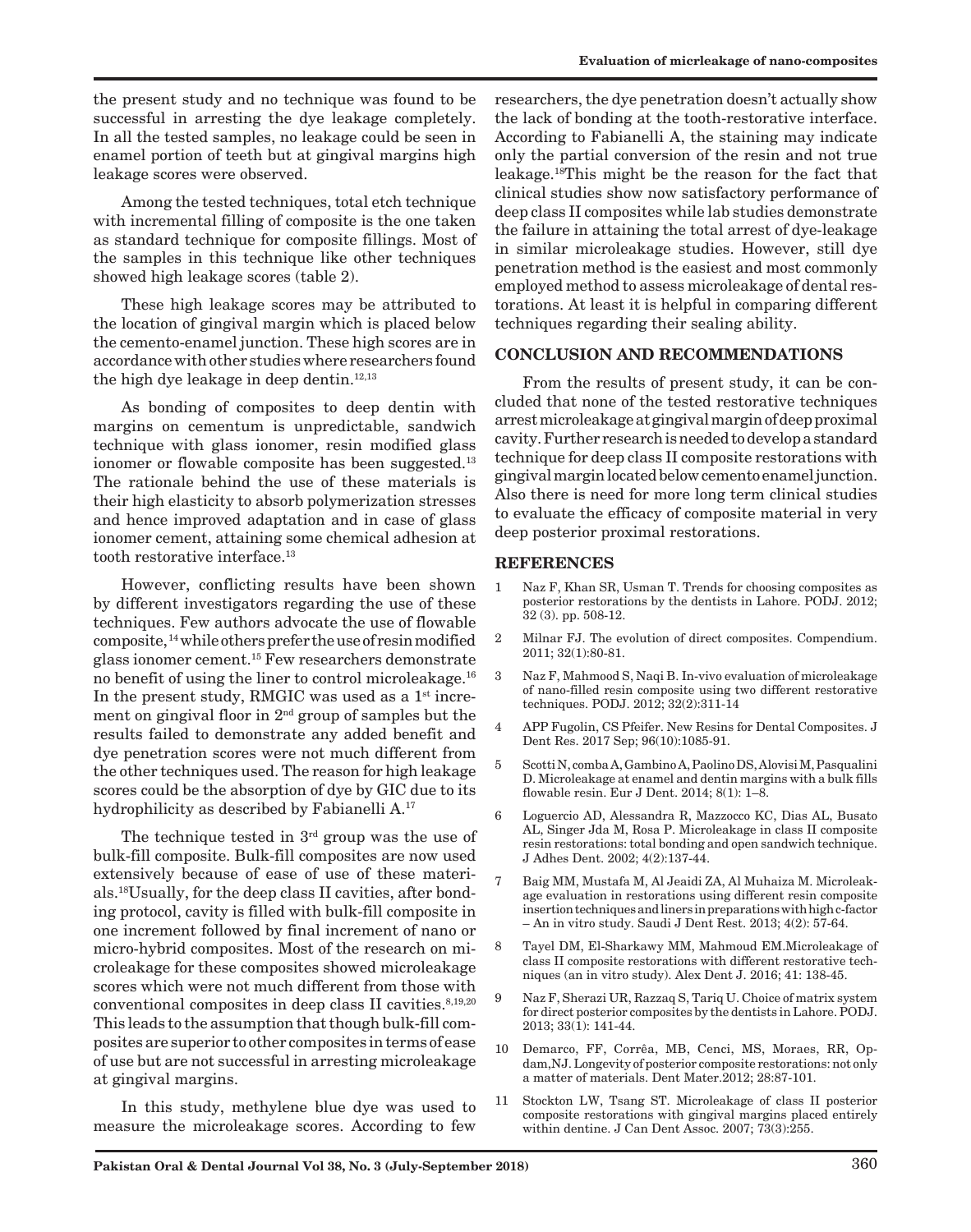the present study and no technique was found to be successful in arresting the dye leakage completely. In all the tested samples, no leakage could be seen in enamel portion of teeth but at gingival margins high leakage scores were observed.

Among the tested techniques, total etch technique with incremental filling of composite is the one taken as standard technique for composite fillings. Most of the samples in this technique like other techniques showed high leakage scores (table 2).

These high leakage scores may be attributed to the location of gingival margin which is placed below the cemento-enamel junction. These high scores are in accordance with other studies where researchers found the high dye leakage in deep dentin.[12,13]

As bonding of composites to deep dentin with margins on cementum is unpredictable, sandwich technique with glass ionomer, resin modified glass ionomer or flowable composite has been suggested.[13] The rationale behind the use of these materials is their high elasticity to absorb polymerization stresses and hence improved adaptation and in case of glass ionomer cement, attaining some chemical adhesion at tooth restorative interface.[13]

However, conflicting results have been shown by different investigators regarding the use of these techniques. Few authors advocate the use of flowable composite,[14] while others prefer the use of resin modified glass ionomer cement.[15] Few researchers demonstrate no benefit of using the liner to control microleakage.[16] In the present study, RMGIC was used as a 1st increment on gingival floor in 2nd group of samples but the results failed to demonstrate any added benefit and dye penetration scores were not much different from the other techniques used. The reason for high leakage scores could be the absorption of dye by GIC due to its hydrophilicity as described by Fabianelli A.[17]

The technique tested in 3rd group was the use of bulk-fill composite. Bulk-fill composites are now used extensively because of ease of use of these materials.[18] Usually, for the deep class II cavities, after bonding protocol, cavity is filled with bulk-fill composite in one increment followed by final increment of nano or micro-hybrid composites. Most of the research on microleakage for these composites showed microleakage scores which were not much different from those with conventional composites in deep class II cavities.[8,19,20] This leads to the assumption that though bulk-fill composites are superior to other composites in terms of ease of use but are not successful in arresting microleakage at gingival margins.

In this study, methylene blue dye was used to measure the microleakage scores. According to few researchers, the dye penetration doesn't actually show the lack of bonding at the tooth-restorative interface. According to Fabianelli A, the staining may indicate only the partial conversion of the resin and not true leakage.[18] This might be the reason for the fact that clinical studies show now satisfactory performance of deep class II composites while lab studies demonstrate the failure in attaining the total arrest of dye-leakage in similar microleakage studies. However, still dye penetration method is the easiest and most commonly employed method to assess microleakage of dental restorations. At least it is helpful in comparing different techniques regarding their sealing ability.

## CONCLUSION AND RECOMMENDATIONS

From the results of present study, it can be concluded that none of the tested restorative techniques arrest microleakage at gingival margin of deep proximal cavity. Further research is needed to develop a standard technique for deep class II composite restorations with gingival margin located below cemento enamel junction. Also there is need for more long term clinical studies to evaluate the efficacy of composite material in very deep posterior proximal restorations.

## REFERENCES

1. Naz F, Khan SR, Usman T. Trends for choosing composites as posterior restorations by the dentists in Lahore. PODJ. 2012; 32 (3). pp. 508-12.
2. Milnar FJ. The evolution of direct composites. Compendium. 2011; 32(1):80-81.
3. Naz F, Mahmood S, Naqi B. In-vivo evaluation of microleakage of nano-filled resin composite using two different restorative techniques. PODJ. 2012; 32(2):311-14
4. APP Fugolin, CS Pfeifer. New Resins for Dental Composites. J Dent Res. 2017 Sep; 96(10):1085-91.
5. Scotti N, comba A, Gambino A, Paolino DS, Alovisi M, Pasqualini D. Microleakage at enamel and dentin margins with a bulk fills flowable resin. Eur J Dent. 2014; 8(1): 1–8.
6. Loguercio AD, Alessandra R, Mazzocco KC, Dias AL, Busato AL, Singer Jda M, Rosa P. Microleakage in class II composite resin restorations: total bonding and open sandwich technique. J Adhes Dent. 2002; 4(2):137-44.
7. Baig MM, Mustafa M, Al Jeaidi ZA, Al Muhaiza M. Microleakage evaluation in restorations using different resin composite insertion techniques and liners in preparations with high c-factor – An in vitro study. Saudi J Dent Rest. 2013; 4(2): 57-64.
8. Tayel DM, El-Sharkawy MM, Mahmoud EM.Microleakage of class II composite restorations with different restorative techniques (an in vitro study). Alex Dent J. 2016; 41: 138-45.
9. Naz F, Sherazi UR, Razzaq S, Tariq U. Choice of matrix system for direct posterior composites by the dentists in Lahore. PODJ. 2013; 33(1): 141-44.
10. Demarco, FF, Corrêa, MB, Cenci, MS, Moraes, RR, Opdam,NJ. Longevity of posterior composite restorations: not only a matter of materials. Dent Mater.2012; 28:87-101.
11. Stockton LW, Tsang ST. Microleakage of class II posterior composite restorations with gingival margins placed entirely within dentine. J Can Dent Assoc. 2007; 73(3):255.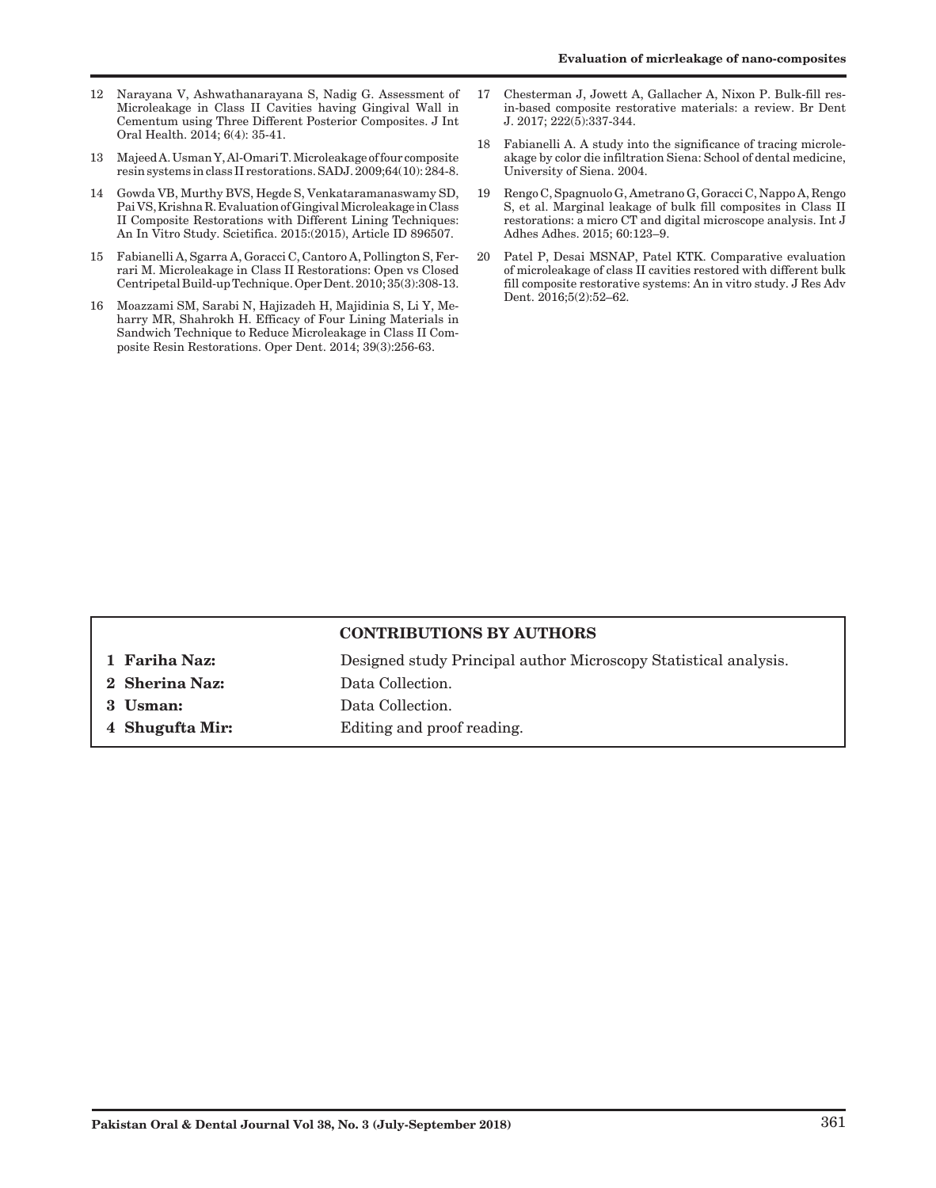12 Narayana V, Ashwathanarayana S, Nadig G. Assessment of Microleakage in Class II Cavities having Gingival Wall in Cementum using Three Different Posterior Composites. J Int Oral Health. 2014; 6(4): 35-41.

13 Majeed A. Usman Y, Al-Omari T. Microleakage of four composite resin systems in class II restorations. SADJ. 2009;64(10): 284-8.

14 Gowda VB, Murthy BVS, Hegde S, Venkataramanaswamy SD, Pai VS, Krishna R. Evaluation of Gingival Microleakage in Class II Composite Restorations with Different Lining Techniques: An In Vitro Study. Scietifica. 2015:(2015), Article ID 896507.

15 Fabianelli A, Sgarra A, Goracci C, Cantoro A, Pollington S, Ferrari M. Microleakage in Class II Restorations: Open vs Closed Centripetal Build-up Technique. Oper Dent. 2010; 35(3):308-13.

16 Moazzami SM, Sarabi N, Hajizadeh H, Majidinia S, Li Y, Meharry MR, Shahrokh H. Efficacy of Four Lining Materials in Sandwich Technique to Reduce Microleakage in Class II Composite Resin Restorations. Oper Dent. 2014; 39(3):256-63.

17 Chesterman J, Jowett A, Gallacher A, Nixon P. Bulk-fill resin-based composite restorative materials: a review. Br Dent J. 2017; 222(5):337-344.

18 Fabianelli A. A study into the significance of tracing microleakage by color die infiltration Siena: School of dental medicine, University of Siena. 2004.

19 Rengo C, Spagnuolo G, Ametrano G, Goracci C, Nappo A, Rengo S, et al. Marginal leakage of bulk fill composites in Class II restorations: a micro CT and digital microscope analysis. Int J Adhes Adhes. 2015; 60:123–9.

20 Patel P, Desai MSNAP, Patel KTK. Comparative evaluation of microleakage of class II cavities restored with different bulk fill composite restorative systems: An in vitro study. J Res Adv Dent. 2016;5(2):52–62.

## CONTRIBUTIONS BY AUTHORS

| | |
|---|---|
| 1 **Fariha Naz:** | Designed study Principal author Microscopy Statistical analysis. |
| 2 **Sherina Naz:** | Data Collection. |
| 3 **Usman:** | Data Collection. |
| 4 **Shugufta Mir:** | Editing and proof reading. |